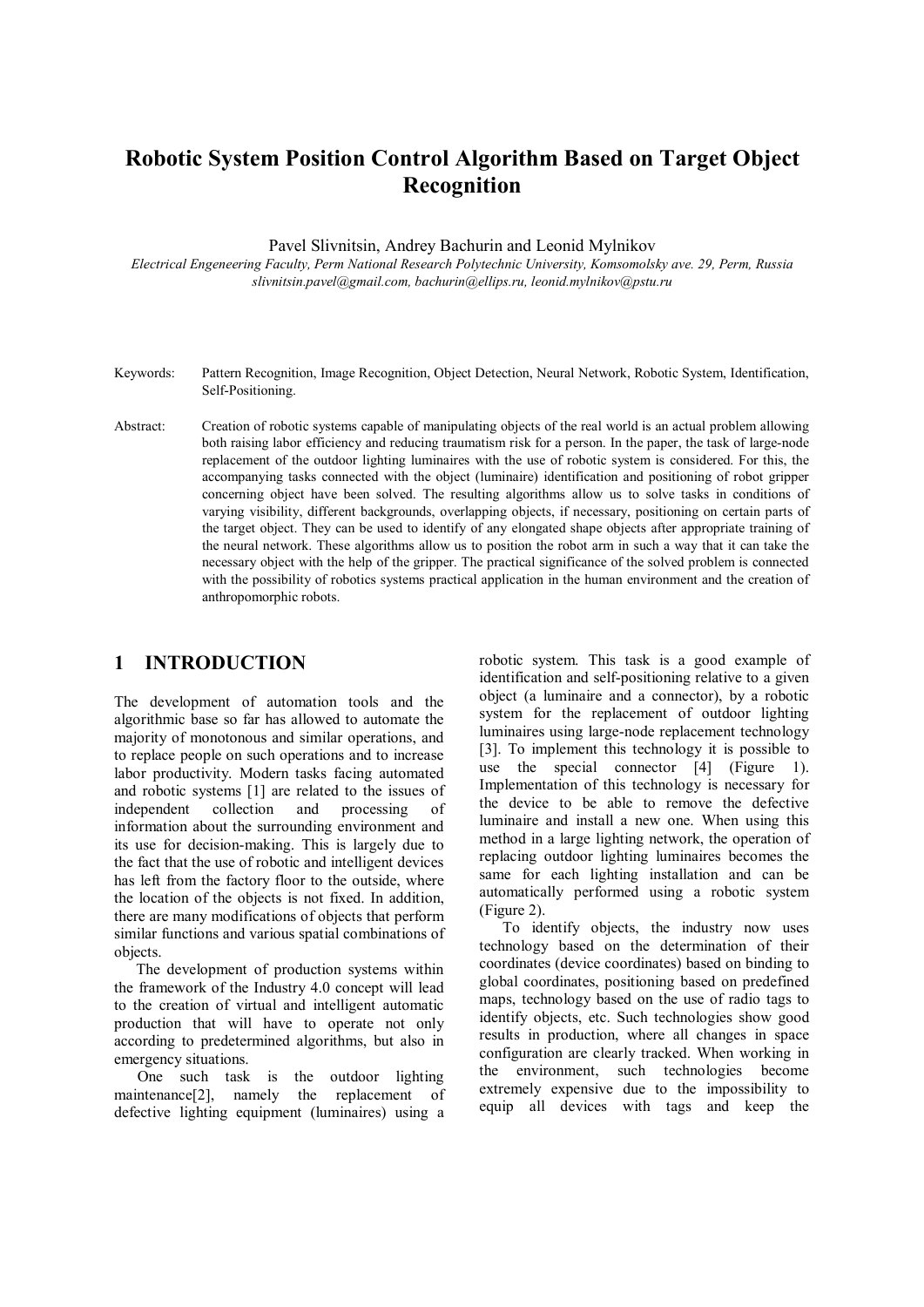# Robotic System Position Control Algorithm Based on Target Object Recognition

Pavel Slivnitsin, Andrey Bachurin and Leonid Mylnikov

*Electrical Engeneering Faculty, Perm National Research Polytechnic University, Komsomolsky ave. 29, Perm, Russia*
*slivnitsin.pavel@gmail.com, bachurin@ellips.ru, leonid.mylnikov@pstu.ru*

Keywords: Pattern Recognition, Image Recognition, Object Detection, Neural Network, Robotic System, Identification, Self-Positioning.

Abstract: Creation of robotic systems capable of manipulating objects of the real world is an actual problem allowing both raising labor efficiency and reducing traumatism risk for a person. In the paper, the task of large-node replacement of the outdoor lighting luminaires with the use of robotic system is considered. For this, the accompanying tasks connected with the object (luminaire) identification and positioning of robot gripper concerning object have been solved. The resulting algorithms allow us to solve tasks in conditions of varying visibility, different backgrounds, overlapping objects, if necessary, positioning on certain parts of the target object. They can be used to identify of any elongated shape objects after appropriate training of the neural network. These algorithms allow us to position the robot arm in such a way that it can take the necessary object with the help of the gripper. The practical significance of the solved problem is connected with the possibility of robotics systems practical application in the human environment and the creation of anthropomorphic robots.

## 1 INTRODUCTION

The development of automation tools and the algorithmic base so far has allowed to automate the majority of monotonous and similar operations, and to replace people on such operations and to increase labor productivity. Modern tasks facing automated and robotic systems [1] are related to the issues of independent collection and processing of information about the surrounding environment and its use for decision-making. This is largely due to the fact that the use of robotic and intelligent devices has left from the factory floor to the outside, where the location of the objects is not fixed. In addition, there are many modifications of objects that perform similar functions and various spatial combinations of objects.

The development of production systems within the framework of the Industry 4.0 concept will lead to the creation of virtual and intelligent automatic production that will have to operate not only according to predetermined algorithms, but also in emergency situations.

One such task is the outdoor lighting maintenance[2], namely the replacement of defective lighting equipment (luminaires) using a robotic system. This task is a good example of identification and self-positioning relative to a given object (a luminaire and a connector), by a robotic system for the replacement of outdoor lighting luminaires using large-node replacement technology [3]. To implement this technology it is possible to use the special connector [4] (Figure 1). Implementation of this technology is necessary for the device to be able to remove the defective luminaire and install a new one. When using this method in a large lighting network, the operation of replacing outdoor lighting luminaires becomes the same for each lighting installation and can be automatically performed using a robotic system (Figure 2).

To identify objects, the industry now uses technology based on the determination of their coordinates (device coordinates) based on binding to global coordinates, positioning based on predefined maps, technology based on the use of radio tags to identify objects, etc. Such technologies show good results in production, where all changes in space configuration are clearly tracked. When working in the environment, such technologies become extremely expensive due to the impossibility to equip all devices with tags and keep the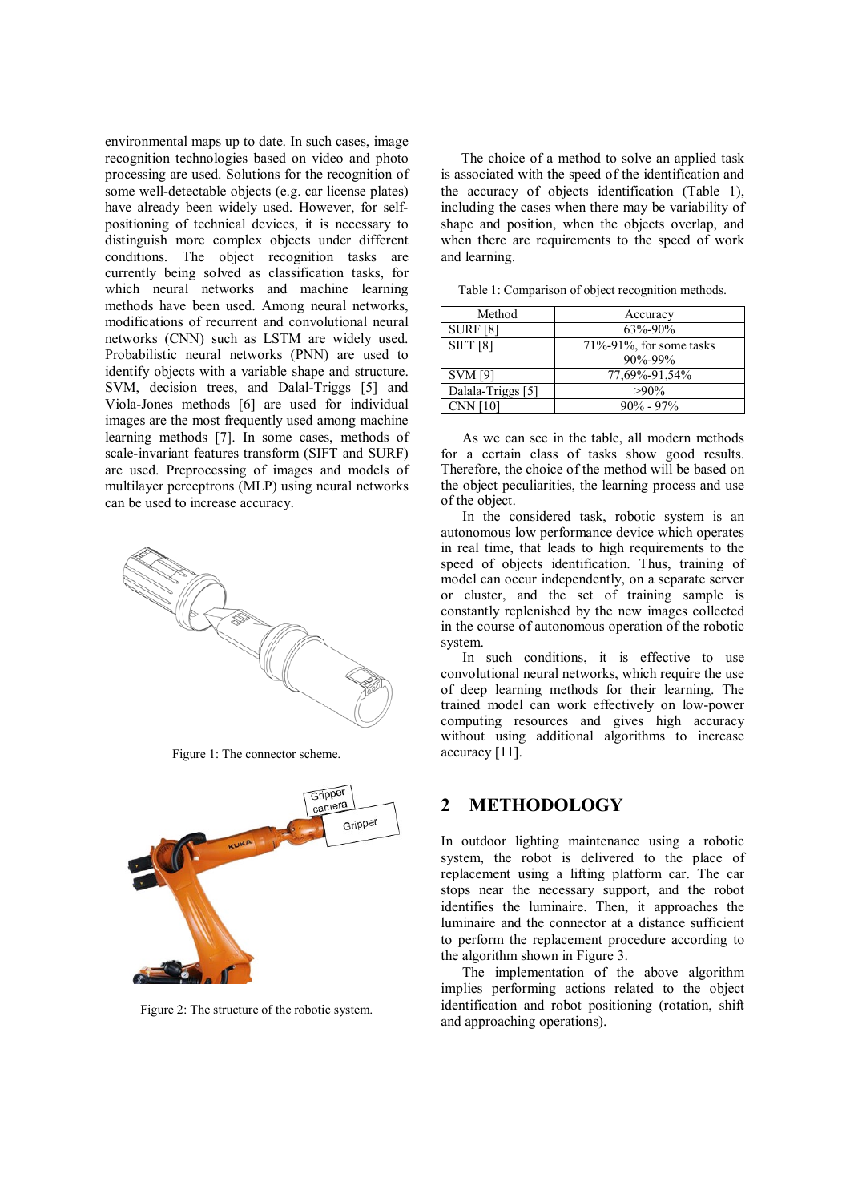environmental maps up to date. In such cases, image recognition technologies based on video and photo processing are used. Solutions for the recognition of some well-detectable objects (e.g. car license plates) have already been widely used. However, for self-positioning of technical devices, it is necessary to distinguish more complex objects under different conditions. The object recognition tasks are currently being solved as classification tasks, for which neural networks and machine learning methods have been used. Among neural networks, modifications of recurrent and convolutional neural networks (CNN) such as LSTM are widely used. Probabilistic neural networks (PNN) are used to identify objects with a variable shape and structure. SVM, decision trees, and Dalal-Triggs [5] and Viola-Jones methods [6] are used for individual images are the most frequently used among machine learning methods [7]. In some cases, methods of scale-invariant features transform (SIFT and SURF) are used. Preprocessing of images and models of multilayer perceptrons (MLP) using neural networks can be used to increase accuracy.

Figure 1: The connector scheme.

Figure 2: The structure of the robotic system.

The choice of a method to solve an applied task is associated with the speed of the identification and the accuracy of objects identification (Table 1), including the cases when there may be variability of shape and position, when the objects overlap, and when there are requirements to the speed of work and learning.

Table 1: Comparison of object recognition methods.

| Method | Accuracy |
|---|---|
| SURF [8] | 63%-90% |
| SIFT [8] | 71%-91%, for some tasks 90%-99% |
| SVM [9] | 77,69%-91,54% |
| Dalala-Triggs [5] | >90% |
| CNN [10] | 90% - 97% |

As we can see in the table, all modern methods for a certain class of tasks show good results. Therefore, the choice of the method will be based on the object peculiarities, the learning process and use of the object.

In the considered task, robotic system is an autonomous low performance device which operates in real time, that leads to high requirements to the speed of objects identification. Thus, training of model can occur independently, on a separate server or cluster, and the set of training sample is constantly replenished by the new images collected in the course of autonomous operation of the robotic system.

In such conditions, it is effective to use convolutional neural networks, which require the use of deep learning methods for their learning. The trained model can work effectively on low-power computing resources and gives high accuracy without using additional algorithms to increase accuracy [11].

## 2 METHODOLOGY

In outdoor lighting maintenance using a robotic system, the robot is delivered to the place of replacement using a lifting platform car. The car stops near the necessary support, and the robot identifies the luminaire. Then, it approaches the luminaire and the connector at a distance sufficient to perform the replacement procedure according to the algorithm shown in Figure 3.

The implementation of the above algorithm implies performing actions related to the object identification and robot positioning (rotation, shift and approaching operations).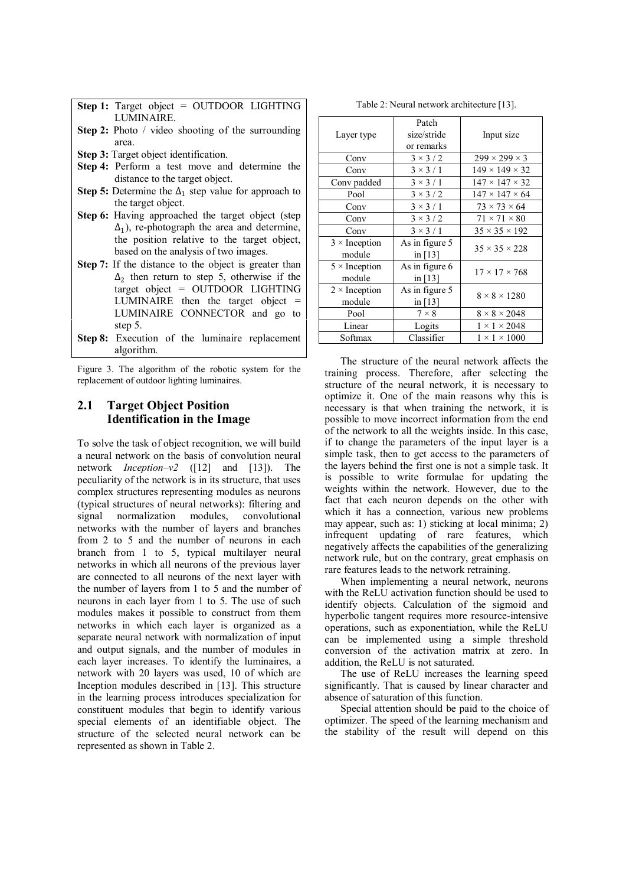**Step 1:** Target object = OUTDOOR LIGHTING LUMINAIRE.
**Step 2:** Photo / video shooting of the surrounding area.
**Step 3:** Target object identification.
**Step 4:** Perform a test move and determine the distance to the target object.
**Step 5:** Determine the $\Delta_1$ step value for approach to the target object.
**Step 6:** Having approached the target object (step $\Delta_1$), re-photograph the area and determine, the position relative to the target object, based on the analysis of two images.
**Step 7:** If the distance to the object is greater than $\Delta_2$ then return to step 5, otherwise if the target object = OUTDOOR LIGHTING LUMINAIRE then the target object = LUMINAIRE CONNECTOR and go to step 5.
**Step 8:** Execution of the luminaire replacement algorithm.

Figure 3. The algorithm of the robotic system for the replacement of outdoor lighting luminaires.

## 2.1 Target Object Position Identification in the Image

To solve the task of object recognition, we will build a neural network on the basis of convolution neural network *Inception–v2* ([12] and [13]). The peculiarity of the network is in its structure, that uses complex structures representing modules as neurons (typical structures of neural networks): filtering and signal normalization modules, convolutional networks with the number of layers and branches from 2 to 5 and the number of neurons in each branch from 1 to 5, typical multilayer neural networks in which all neurons of the previous layer are connected to all neurons of the next layer with the number of layers from 1 to 5 and the number of neurons in each layer from 1 to 5. The use of such modules makes it possible to construct from them networks in which each layer is organized as a separate neural network with normalization of input and output signals, and the number of modules in each layer increases. To identify the luminaires, a network with 20 layers was used, 10 of which are Inception modules described in [13]. This structure in the learning process introduces specialization for constituent modules that begin to identify various special elements of an identifiable object. The structure of the selected neural network can be represented as shown in Table 2.

Table 2: Neural network architecture [13].

| Layer type | Patch size/stride or remarks | Input size |
|---|---|---|
| Conv | 3 × 3 / 2 | 299 × 299 × 3 |
| Conv | 3 × 3 / 1 | 149 × 149 × 32 |
| Conv padded | 3 × 3 / 1 | 147 × 147 × 32 |
| Pool | 3 × 3 / 2 | 147 × 147 × 64 |
| Conv | 3 × 3 / 1 | 73 × 73 × 64 |
| Conv | 3 × 3 / 2 | 71 × 71 × 80 |
| Conv | 3 × 3 / 1 | 35 × 35 × 192 |
| 3 × Inception module | As in figure 5 in [13] | 35 × 35 × 228 |
| 5 × Inception module | As in figure 6 in [13] | 17 × 17 × 768 |
| 2 × Inception module | As in figure 5 in [13] | 8 × 8 × 1280 |
| Pool | 7 × 8 | 8 × 8 × 2048 |
| Linear | Logits | 1 × 1 × 2048 |
| Softmax | Classifier | 1 × 1 × 1000 |

The structure of the neural network affects the training process. Therefore, after selecting the structure of the neural network, it is necessary to optimize it. One of the main reasons why this is necessary is that when training the network, it is possible to move incorrect information from the end of the network to all the weights inside. In this case, if to change the parameters of the input layer is a simple task, then to get access to the parameters of the layers behind the first one is not a simple task. It is possible to write formulae for updating the weights within the network. However, due to the fact that each neuron depends on the other with which it has a connection, various new problems may appear, such as: 1) sticking at local minima; 2) infrequent updating of rare features, which negatively affects the capabilities of the generalizing network rule, but on the contrary, great emphasis on rare features leads to the network retraining.

When implementing a neural network, neurons with the ReLU activation function should be used to identify objects. Calculation of the sigmoid and hyperbolic tangent requires more resource-intensive operations, such as exponentiation, while the ReLU can be implemented using a simple threshold conversion of the activation matrix at zero. In addition, the ReLU is not saturated.

The use of ReLU increases the learning speed significantly. That is caused by linear character and absence of saturation of this function.

Special attention should be paid to the choice of optimizer. The speed of the learning mechanism and the stability of the result will depend on this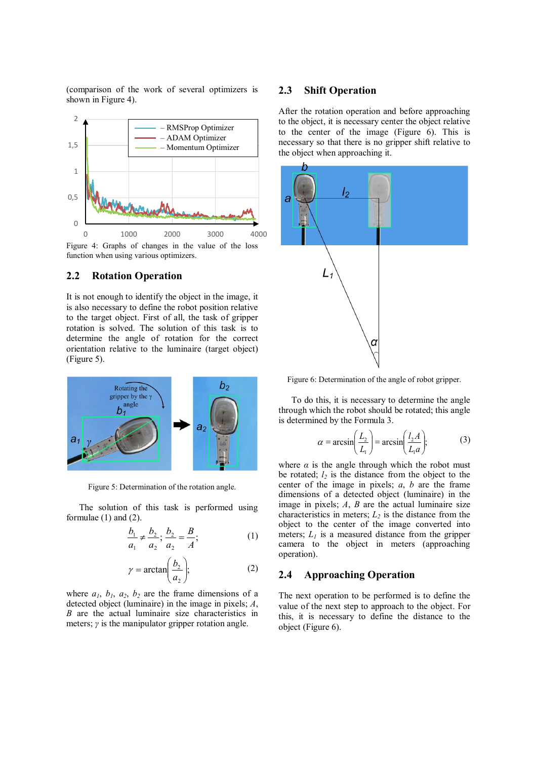(comparison of the work of several optimizers is shown in Figure 4).

Figure 4: Graphs of changes in the value of the loss function when using various optimizers.

## 2.2 Rotation Operation

It is not enough to identify the object in the image, it is also necessary to define the robot position relative to the target object. First of all, the task of gripper rotation is solved. The solution of this task is to determine the angle of rotation for the correct orientation relative to the luminaire (target object) (Figure 5).

Figure 5: Determination of the rotation angle.

The solution of this task is performed using formulae (1) and (2).

$$\frac{b_1}{a_1} \neq \frac{b_2}{a_2}; \ \frac{b_2}{a_2} = \frac{B}{A}; \tag{1}$$

$$\gamma = \arctan\left(\frac{b_2}{a_2}\right); \tag{2}$$

where $a_1$, $b_1$, $a_2$, $b_2$ are the frame dimensions of a detected object (luminaire) in the image in pixels; $A$, $B$ are the actual luminaire size characteristics in meters; $\gamma$ is the manipulator gripper rotation angle.

## 2.3 Shift Operation

After the rotation operation and before approaching to the object, it is necessary center the object relative to the center of the image (Figure 6). This is necessary so that there is no gripper shift relative to the object when approaching it.

Figure 6: Determination of the angle of robot gripper.

To do this, it is necessary to determine the angle through which the robot should be rotated; this angle is determined by the Formula 3.

$$\alpha = \arcsin\left(\frac{L_2}{L_1}\right) = \arcsin\left(\frac{l_2 A}{L_1 a}\right); \tag{3}$$

where $\alpha$ is the angle through which the robot must be rotated; $l_2$ is the distance from the object to the center of the image in pixels; $a$, $b$ are the frame dimensions of a detected object (luminaire) in the image in pixels; $A$, $B$ are the actual luminaire size characteristics in meters; $L_2$ is the distance from the object to the center of the image converted into meters; $L_1$ is a measured distance from the gripper camera to the object in meters (approaching operation).

## 2.4 Approaching Operation

The next operation to be performed is to define the value of the next step to approach to the object. For this, it is necessary to define the distance to the object (Figure 6).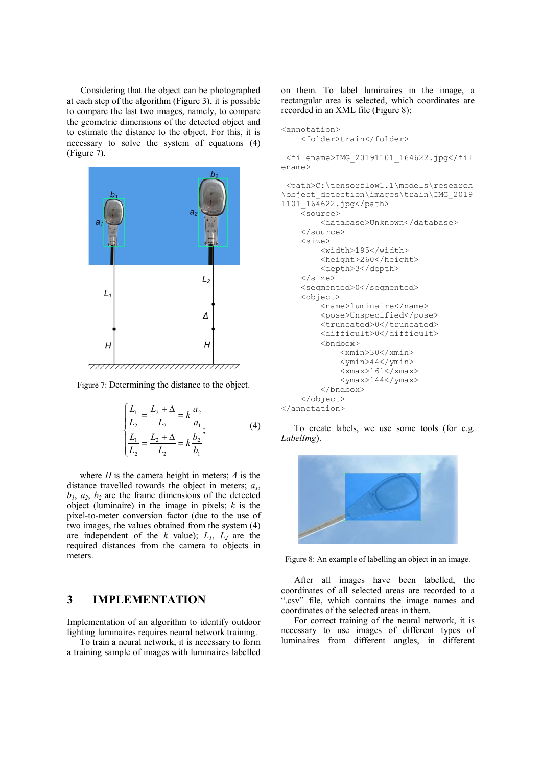Considering that the object can be photographed at each step of the algorithm (Figure 3), it is possible to compare the last two images, namely, to compare the geometric dimensions of the detected object and to estimate the distance to the object. For this, it is necessary to solve the system of equations (4) (Figure 7).

Figure 7: Determining the distance to the object.

$$\begin{cases} \dfrac{L_1}{L_2} = \dfrac{L_2 + \Delta}{L_2} = k\dfrac{a_2}{a_1} \\ \dfrac{L_1}{L_2} = \dfrac{L_2 + \Delta}{L_2} = k\dfrac{b_2}{b_1} \end{cases}; \quad (4)$$

where $H$ is the camera height in meters; $\Delta$ is the distance travelled towards the object in meters; $a_1$, $b_1$, $a_2$, $b_2$ are the frame dimensions of the detected object (luminaire) in the image in pixels; $k$ is the pixel-to-meter conversion factor (due to the use of two images, the values obtained from the system (4) are independent of the $k$ value); $L_1$, $L_2$ are the required distances from the camera to objects in meters.

# 3 IMPLEMENTATION

Implementation of an algorithm to identify outdoor lighting luminaires requires neural network training.

To train a neural network, it is necessary to form a training sample of images with luminaires labelled on them. To label luminaires in the image, a rectangular area is selected, which coordinates are recorded in an XML file (Figure 8):

```
<annotation>
    <folder>train</folder>
    <filename>IMG_20191101_164622.jpg</filename>
    <path>C:\tensorflow1.1\models\research\object_detection\images\train\IMG_20191101_164622.jpg</path>
    <source>
        <database>Unknown</database>
    </source>
    <size>
        <width>195</width>
        <height>260</height>
        <depth>3</depth>
    </size>
    <segmented>0</segmented>
    <object>
        <name>luminaire</name>
        <pose>Unspecified</pose>
        <truncated>0</truncated>
        <difficult>0</difficult>
        <bndbox>
            <xmin>30</xmin>
            <ymin>44</ymin>
            <xmax>161</xmax>
            <ymax>144</ymax>
        </bndbox>
    </object>
</annotation>
```

To create labels, we use some tools (for e.g. *LabelImg*).

Figure 8: An example of labelling an object in an image.

After all images have been labelled, the coordinates of all selected areas are recorded to a ".csv" file, which contains the image names and coordinates of the selected areas in them.

For correct training of the neural network, it is necessary to use images of different types of luminaires from different angles, in different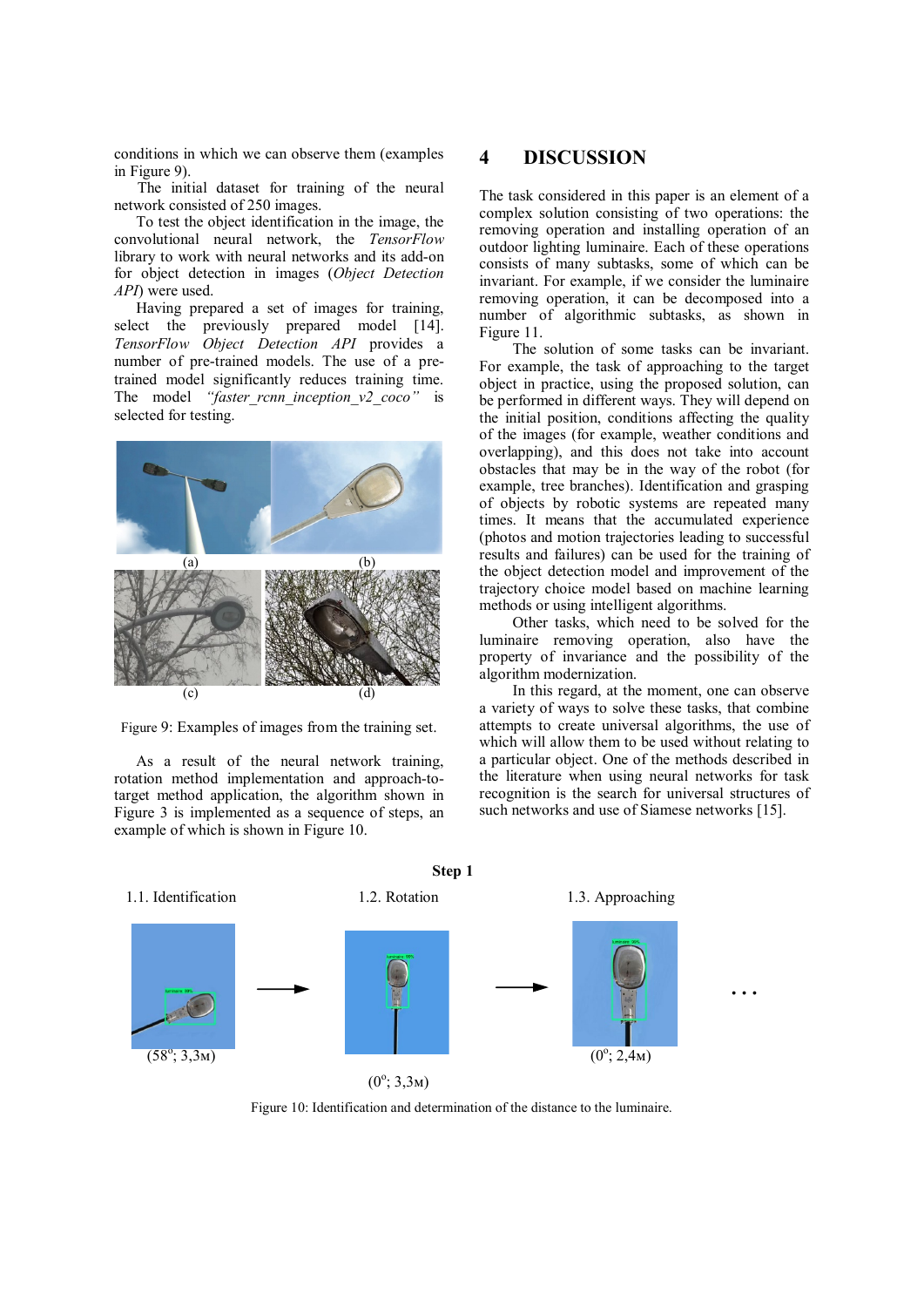conditions in which we can observe them (examples in Figure 9).

The initial dataset for training of the neural network consisted of 250 images.

To test the object identification in the image, the convolutional neural network, the *TensorFlow* library to work with neural networks and its add-on for object detection in images (*Object Detection API*) were used.

Having prepared a set of images for training, select the previously prepared model [14]. *TensorFlow Object Detection API* provides a number of pre-trained models. The use of a pre-trained model significantly reduces training time. The model *"faster_rcnn_inception_v2_coco"* is selected for testing.

(a) (b)

(c) (d)

Figure 9: Examples of images from the training set.

As a result of the neural network training, rotation method implementation and approach-to-target method application, the algorithm shown in Figure 3 is implemented as a sequence of steps, an example of which is shown in Figure 10.

# 4 DISCUSSION

The task considered in this paper is an element of a complex solution consisting of two operations: the removing operation and installing operation of an outdoor lighting luminaire. Each of these operations consists of many subtasks, some of which can be invariant. For example, if we consider the luminaire removing operation, it can be decomposed into a number of algorithmic subtasks, as shown in Figure 11.

The solution of some tasks can be invariant. For example, the task of approaching to the target object in practice, using the proposed solution, can be performed in different ways. They will depend on the initial position, conditions affecting the quality of the images (for example, weather conditions and overlapping), and this does not take into account obstacles that may be in the way of the robot (for example, tree branches). Identification and grasping of objects by robotic systems are repeated many times. It means that the accumulated experience (photos and motion trajectories leading to successful results and failures) can be used for the training of the object detection model and improvement of the trajectory choice model based on machine learning methods or using intelligent algorithms.

Other tasks, which need to be solved for the luminaire removing operation, also have the property of invariance and the possibility of the algorithm modernization.

In this regard, at the moment, one can observe a variety of ways to solve these tasks, that combine attempts to create universal algorithms, the use of which will allow them to be used without relating to a particular object. One of the methods described in the literature when using neural networks for task recognition is the search for universal structures of such networks and use of Siamese networks [15].

**Step 1**

1.1. Identification → 1.2. Rotation → 1.3. Approaching → ...

(58°; 3,3м) (0°; 3,3м) (0°; 2,4м)

Figure 10: Identification and determination of the distance to the luminaire.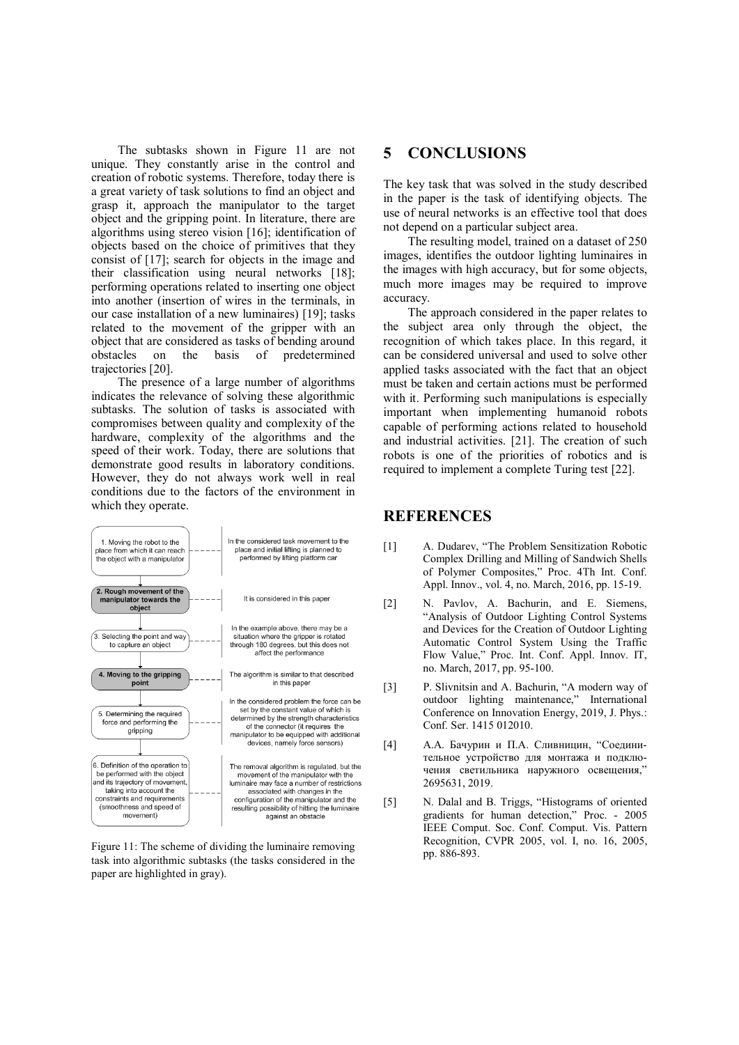The subtasks shown in Figure 11 are not unique. They constantly arise in the control and creation of robotic systems. Therefore, today there is a great variety of task solutions to find an object and grasp it, approach the manipulator to the target object and the gripping point. In literature, there are algorithms using stereo vision [16]; identification of objects based on the choice of primitives that they consist of [17]; search for objects in the image and their classification using neural networks [18]; performing operations related to inserting one object into another (insertion of wires in the terminals, in our case installation of a new luminaires) [19]; tasks related to the movement of the gripper with an object that are considered as tasks of bending around obstacles on the basis of predetermined trajectories [20].

The presence of a large number of algorithms indicates the relevance of solving these algorithmic subtasks. The solution of tasks is associated with compromises between quality and complexity of the hardware, complexity of the algorithms and the speed of their work. Today, there are solutions that demonstrate good results in laboratory conditions. However, they do not always work well in real conditions due to the factors of the environment in which they operate.

| Subtask | Comment |
| --- | --- |
| 1. Moving the robot to the place from which it can reach the object with a manipulator | In the considered task movement to the place and initial lifting is planned to performed by lifting platform car |
| **2. Rough movement of the manipulator towards the object** | It is considered in this paper |
| 3. Selecting the point and way to capture an object | In the example above, there may be a situation where the gripper is rotated through 180 degrees, but this does not affect the performance |
| **4. Moving to the gripping point** | The algorithm is similar to that described in this paper |
| 5. Determining the required force and performing the gripping | In the considered problem the force can be set by the constant value of which is determined by the strength characteristics of the connector (it requires the manipulator to be equipped with additional devices, namely force sensors) |
| 6. Definition of the operation to be performed with the object and its trajectory of movement, taking into account the constraints and requirements (smoothness and speed of movement) | The removal algorithm is regulated, but the movement of the manipulator with the luminaire may face a number of restrictions associated with changes in the configuration of the manipulator and the resulting possibility of hitting the luminaire against an obstacle |

Figure 11: The scheme of dividing the luminaire removing task into algorithmic subtasks (the tasks considered in the paper are highlighted in gray).

## 5 CONCLUSIONS

The key task that was solved in the study described in the paper is the task of identifying objects. The use of neural networks is an effective tool that does not depend on a particular subject area.

The resulting model, trained on a dataset of 250 images, identifies the outdoor lighting luminaires in the images with high accuracy, but for some objects, much more images may be required to improve accuracy.

The approach considered in the paper relates to the subject area only through the object, the recognition of which takes place. In this regard, it can be considered universal and used to solve other applied tasks associated with the fact that an object must be taken and certain actions must be performed with it. Performing such manipulations is especially important when implementing humanoid robots capable of performing actions related to household and industrial activities. [21]. The creation of such robots is one of the priorities of robotics and is required to implement a complete Turing test [22].

## REFERENCES

[1] A. Dudarev, "The Problem Sensitization Robotic Complex Drilling and Milling of Sandwich Shells of Polymer Composites," Proc. 4Th Int. Conf. Appl. Innov., vol. 4, no. March, 2016, pp. 15-19.

[2] N. Pavlov, A. Bachurin, and E. Siemens, "Analysis of Outdoor Lighting Control Systems and Devices for the Creation of Outdoor Lighting Automatic Control System Using the Traffic Flow Value," Proc. Int. Conf. Appl. Innov. IT, no. March, 2017, pp. 95-100.

[3] P. Slivnitsin and A. Bachurin, "A modern way of outdoor lighting maintenance," International Conference on Innovation Energy, 2019, J. Phys.: Conf. Ser. 1415 012010.

[4] А.А. Бачурин и П.А. Сливницин, "Соединительное устройство для монтажа и подключения светильника наружного освещения," 2695631, 2019.

[5] N. Dalal and B. Triggs, "Histograms of oriented gradients for human detection," Proc. - 2005 IEEE Comput. Soc. Conf. Comput. Vis. Pattern Recognition, CVPR 2005, vol. I, no. 16, 2005, pp. 886-893.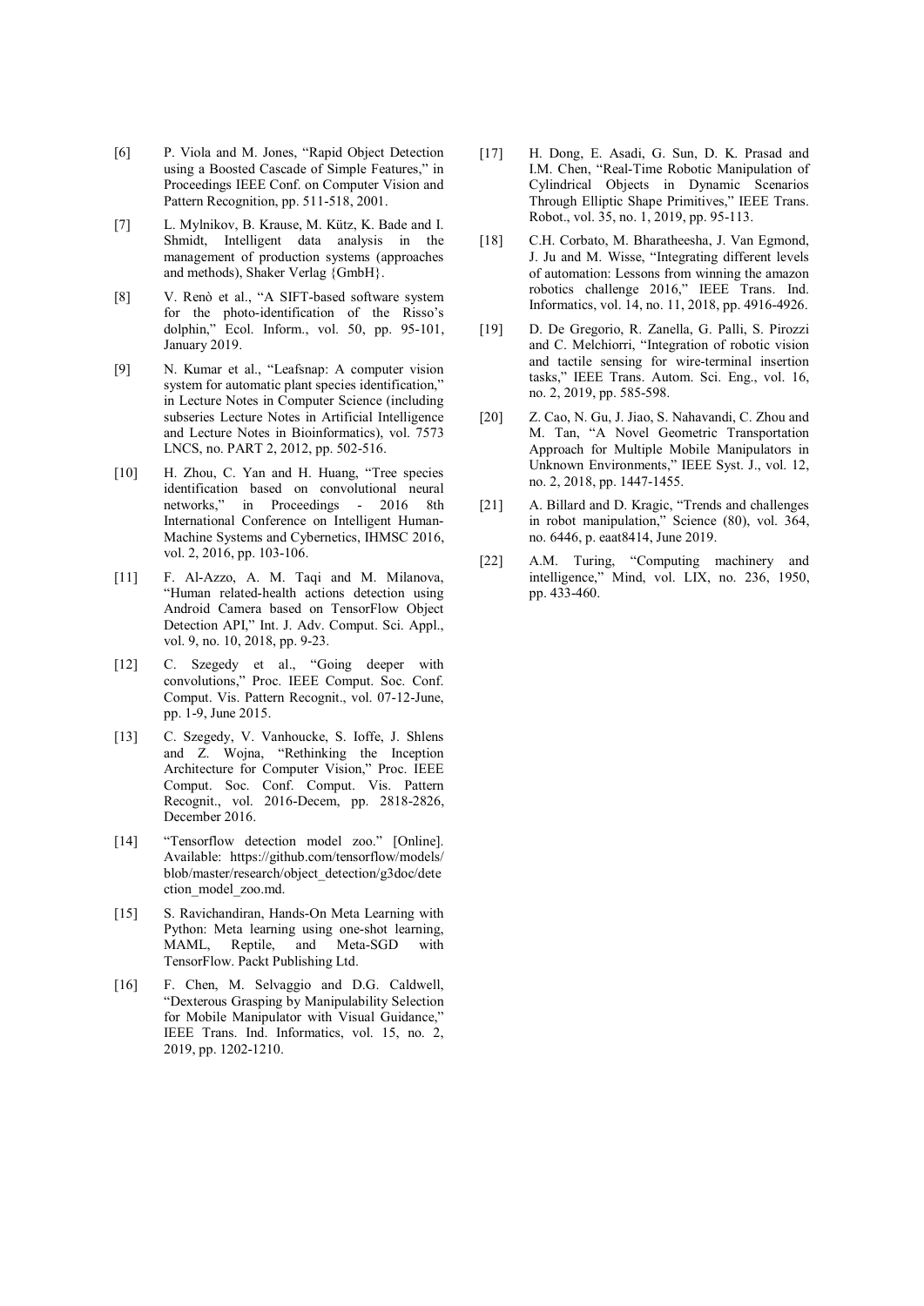[6] P. Viola and M. Jones, "Rapid Object Detection using a Boosted Cascade of Simple Features," in Proceedings IEEE Conf. on Computer Vision and Pattern Recognition, pp. 511-518, 2001.

[7] L. Mylnikov, B. Krause, M. Kütz, K. Bade and I. Shmidt, Intelligent data analysis in the management of production systems (approaches and methods), Shaker Verlag {GmbH}.

[8] V. Renò et al., "A SIFT-based software system for the photo-identification of the Risso's dolphin," Ecol. Inform., vol. 50, pp. 95-101, January 2019.

[9] N. Kumar et al., "Leafsnap: A computer vision system for automatic plant species identification," in Lecture Notes in Computer Science (including subseries Lecture Notes in Artificial Intelligence and Lecture Notes in Bioinformatics), vol. 7573 LNCS, no. PART 2, 2012, pp. 502-516.

[10] H. Zhou, C. Yan and H. Huang, "Tree species identification based on convolutional neural networks," in Proceedings - 2016 8th International Conference on Intelligent Human-Machine Systems and Cybernetics, IHMSC 2016, vol. 2, 2016, pp. 103-106.

[11] F. Al-Azzo, A. M. Taqi and M. Milanova, "Human related-health actions detection using Android Camera based on TensorFlow Object Detection API," Int. J. Adv. Comput. Sci. Appl., vol. 9, no. 10, 2018, pp. 9-23.

[12] C. Szegedy et al., "Going deeper with convolutions," Proc. IEEE Comput. Soc. Conf. Comput. Vis. Pattern Recognit., vol. 07-12-June, pp. 1-9, June 2015.

[13] C. Szegedy, V. Vanhoucke, S. Ioffe, J. Shlens and Z. Wojna, "Rethinking the Inception Architecture for Computer Vision," Proc. IEEE Comput. Soc. Conf. Comput. Vis. Pattern Recognit., vol. 2016-Decem, pp. 2818-2826, December 2016.

[14] "Tensorflow detection model zoo." [Online]. Available: https://github.com/tensorflow/models/blob/master/research/object_detection/g3doc/detection_model_zoo.md.

[15] S. Ravichandiran, Hands-On Meta Learning with Python: Meta learning using one-shot learning, MAML, Reptile, and Meta-SGD with TensorFlow. Packt Publishing Ltd.

[16] F. Chen, M. Selvaggio and D.G. Caldwell, "Dexterous Grasping by Manipulability Selection for Mobile Manipulator with Visual Guidance," IEEE Trans. Ind. Informatics, vol. 15, no. 2, 2019, pp. 1202-1210.

[17] H. Dong, E. Asadi, G. Sun, D. K. Prasad and I.M. Chen, "Real-Time Robotic Manipulation of Cylindrical Objects in Dynamic Scenarios Through Elliptic Shape Primitives," IEEE Trans. Robot., vol. 35, no. 1, 2019, pp. 95-113.

[18] C.H. Corbato, M. Bharatheesha, J. Van Egmond, J. Ju and M. Wisse, "Integrating different levels of automation: Lessons from winning the amazon robotics challenge 2016," IEEE Trans. Ind. Informatics, vol. 14, no. 11, 2018, pp. 4916-4926.

[19] D. De Gregorio, R. Zanella, G. Palli, S. Pirozzi and C. Melchiorri, "Integration of robotic vision and tactile sensing for wire-terminal insertion tasks," IEEE Trans. Autom. Sci. Eng., vol. 16, no. 2, 2019, pp. 585-598.

[20] Z. Cao, N. Gu, J. Jiao, S. Nahavandi, C. Zhou and M. Tan, "A Novel Geometric Transportation Approach for Multiple Mobile Manipulators in Unknown Environments," IEEE Syst. J., vol. 12, no. 2, 2018, pp. 1447-1455.

[21] A. Billard and D. Kragic, "Trends and challenges in robot manipulation," Science (80), vol. 364, no. 6446, p. eaat8414, June 2019.

[22] A.M. Turing, "Computing machinery and intelligence," Mind, vol. LIX, no. 236, 1950, pp. 433-460.